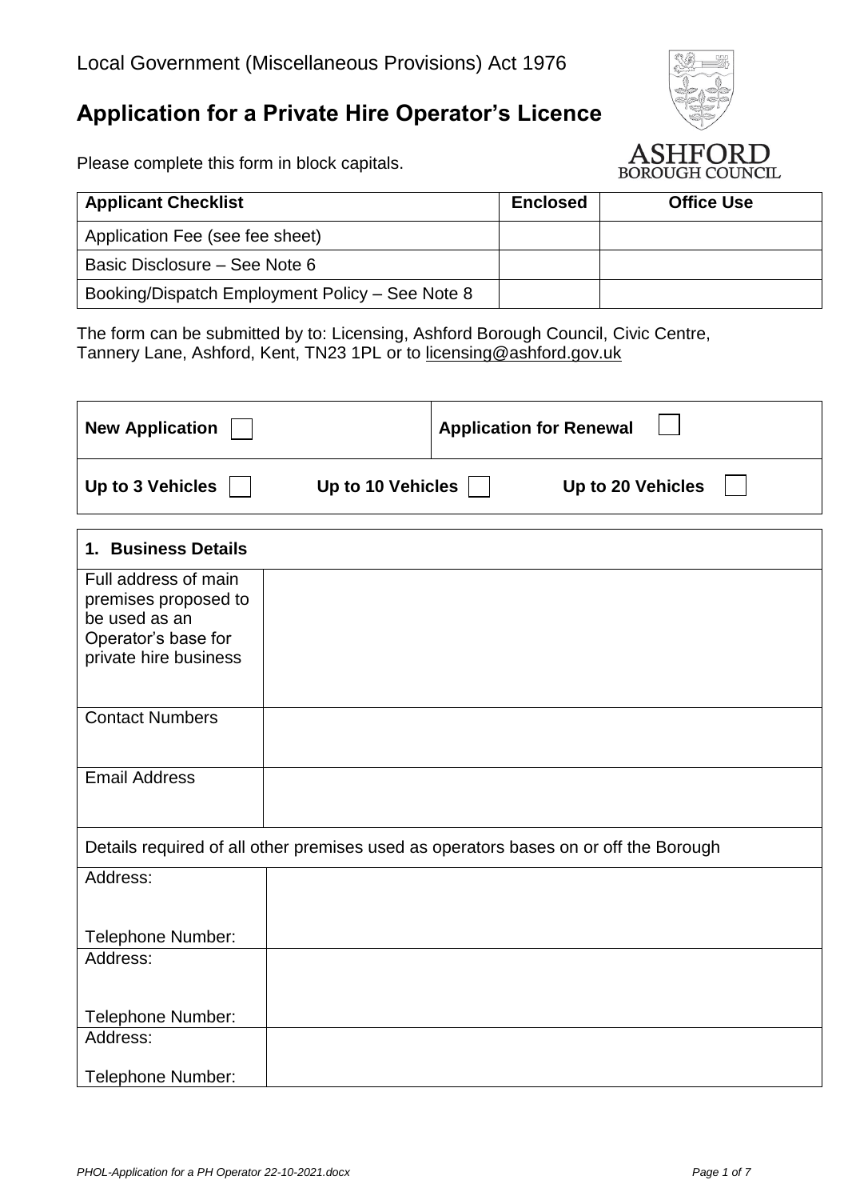Local Government (Miscellaneous Provisions) Act 1976

# Application for a Private Hire Operator's Licence

Please complete this form in block capitals.

| Applicant Checklist | Enclosed | Office Use |
|---|---|---|
| Application Fee (see fee sheet) | | |
| Basic Disclosure – See Note 6 | | |
| Booking/Dispatch Employment Policy – See Note 8 | | |

The form can be submitted by to: Licensing, Ashford Borough Council, Civic Centre, Tannery Lane, Ashford, Kent, TN23 1PL or to licensing@ashford.gov.uk

| **New Application** ☐ | **Application for Renewal** ☐ |
|---|---|
| **Up to 3 Vehicles** ☐ **Up to 10 Vehicles** ☐ | **Up to 20 Vehicles** ☐ |

| **1. Business Details** | |
|---|---|
| Full address of main premises proposed to be used as an Operator's base for private hire business | |
| Contact Numbers | |
| Email Address | |
| Details required of all other premises used as operators bases on or off the Borough | |
| Address:<br><br>Telephone Number: | |
| Address:<br><br>Telephone Number: | |
| Address:<br><br>Telephone Number: | |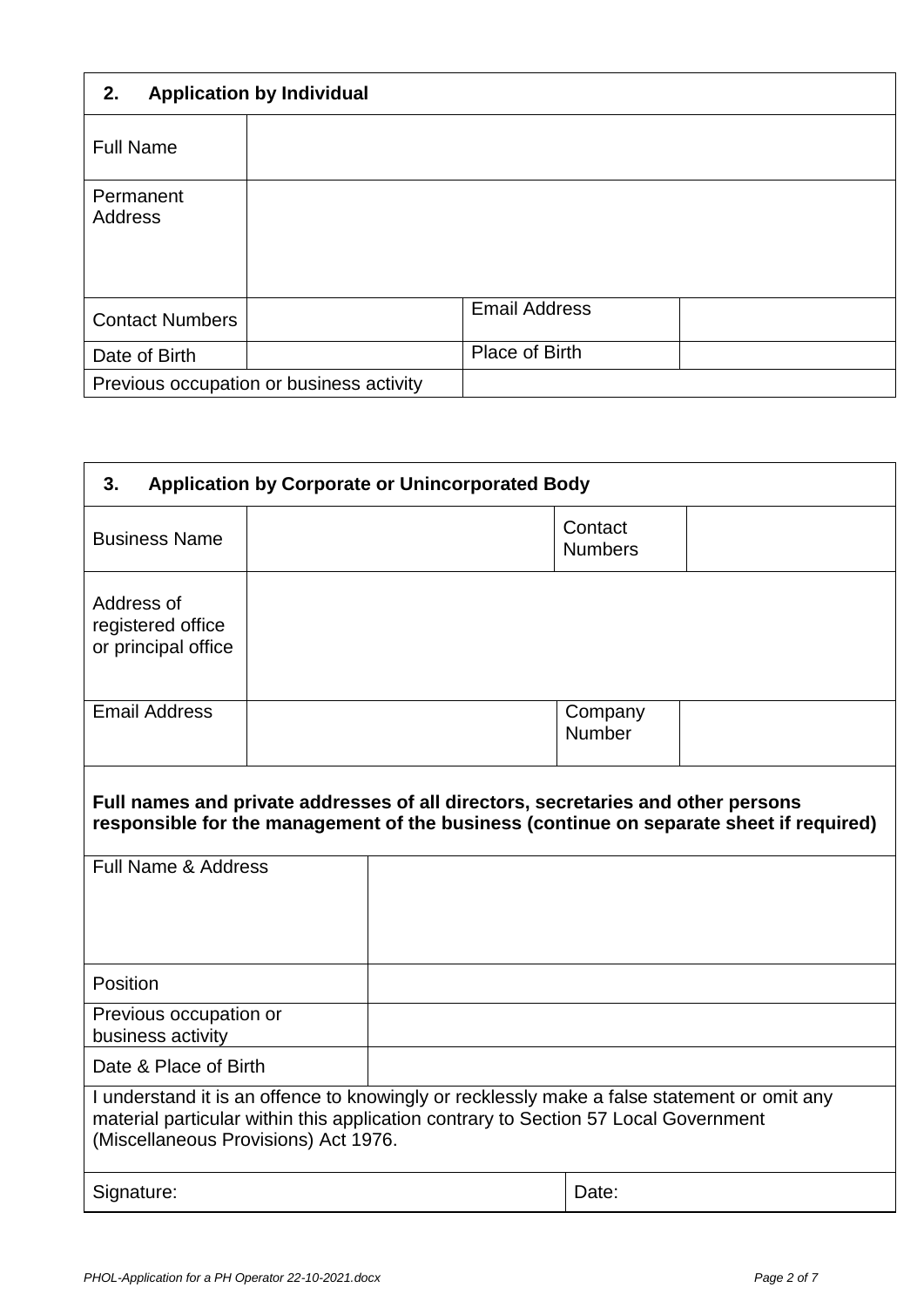## 2. Application by Individual

| Full Name | | | |
|---|---|---|---|
| Permanent Address | | | |
| Contact Numbers | | Email Address | |
| Date of Birth | | Place of Birth | |
| Previous occupation or business activity | | | |

## 3. Application by Corporate or Unincorporated Body

| Business Name | | Contact Numbers | |
|---|---|---|---|
| Address of registered office or principal office | | | |
| Email Address | | Company Number | |

**Full names and private addresses of all directors, secretaries and other persons responsible for the management of the business (continue on separate sheet if required)**

| Full Name & Address | |
|---|---|
| Position | |
| Previous occupation or business activity | |
| Date & Place of Birth | |

I understand it is an offence to knowingly or recklessly make a false statement or omit any material particular within this application contrary to Section 57 Local Government (Miscellaneous Provisions) Act 1976.

| Signature: | Date: |
|---|---|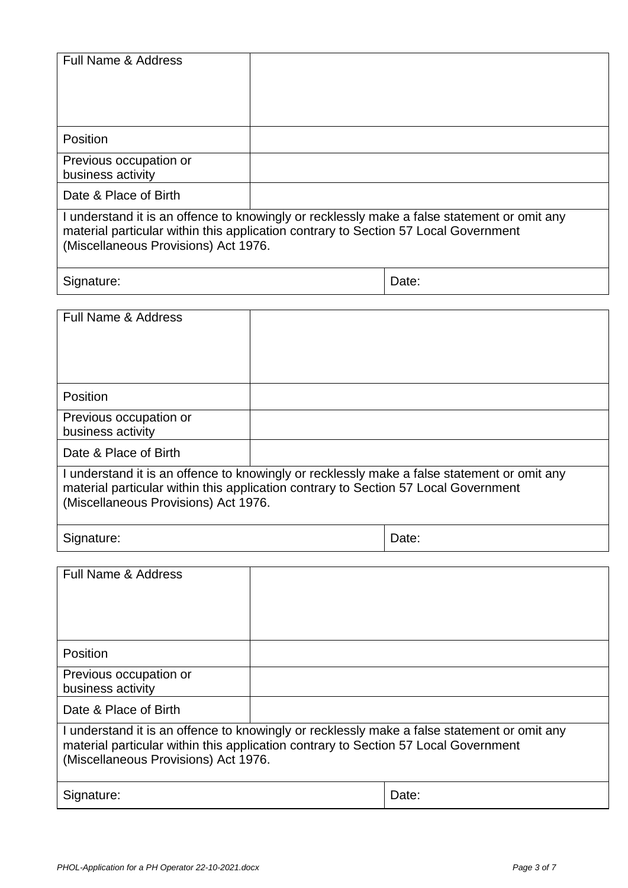| Full Name & Address | |
|---|---|
| Position | |
| Previous occupation or business activity | |
| Date & Place of Birth | |
| I understand it is an offence to knowingly or recklessly make a false statement or omit any material particular within this application contrary to Section 57 Local Government (Miscellaneous Provisions) Act 1976. | |
| Signature: | Date: |

| Full Name & Address | |
|---|---|
| Position | |
| Previous occupation or business activity | |
| Date & Place of Birth | |
| I understand it is an offence to knowingly or recklessly make a false statement or omit any material particular within this application contrary to Section 57 Local Government (Miscellaneous Provisions) Act 1976. | |
| Signature: | Date: |

| Full Name & Address | |
|---|---|
| Position | |
| Previous occupation or business activity | |
| Date & Place of Birth | |
| I understand it is an offence to knowingly or recklessly make a false statement or omit any material particular within this application contrary to Section 57 Local Government (Miscellaneous Provisions) Act 1976. | |
| Signature: | Date: |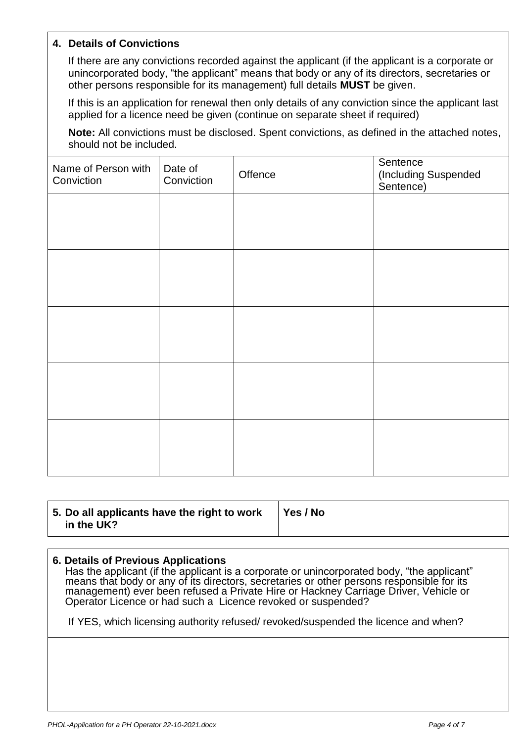## 4. Details of Convictions

If there are any convictions recorded against the applicant (if the applicant is a corporate or unincorporated body, "the applicant" means that body or any of its directors, secretaries or other persons responsible for its management) full details **MUST** be given.

If this is an application for renewal then only details of any conviction since the applicant last applied for a licence need be given (continue on separate sheet if required)

**Note:** All convictions must be disclosed. Spent convictions, as defined in the attached notes, should not be included.

| Name of Person with Conviction | Date of Conviction | Offence | Sentence (Including Suspended Sentence) |
|---|---|---|---|
| | | | |
| | | | |
| | | | |
| | | | |
| | | | |

| **5. Do all applicants have the right to work in the UK?** | **Yes / No** |
|---|---|

## 6. Details of Previous Applications

Has the applicant (if the applicant is a corporate or unincorporated body, "the applicant" means that body or any of its directors, secretaries or other persons responsible for its management) ever been refused a Private Hire or Hackney Carriage Driver, Vehicle or Operator Licence or had such a Licence revoked or suspended?

If YES, which licensing authority refused/ revoked/suspended the licence and when?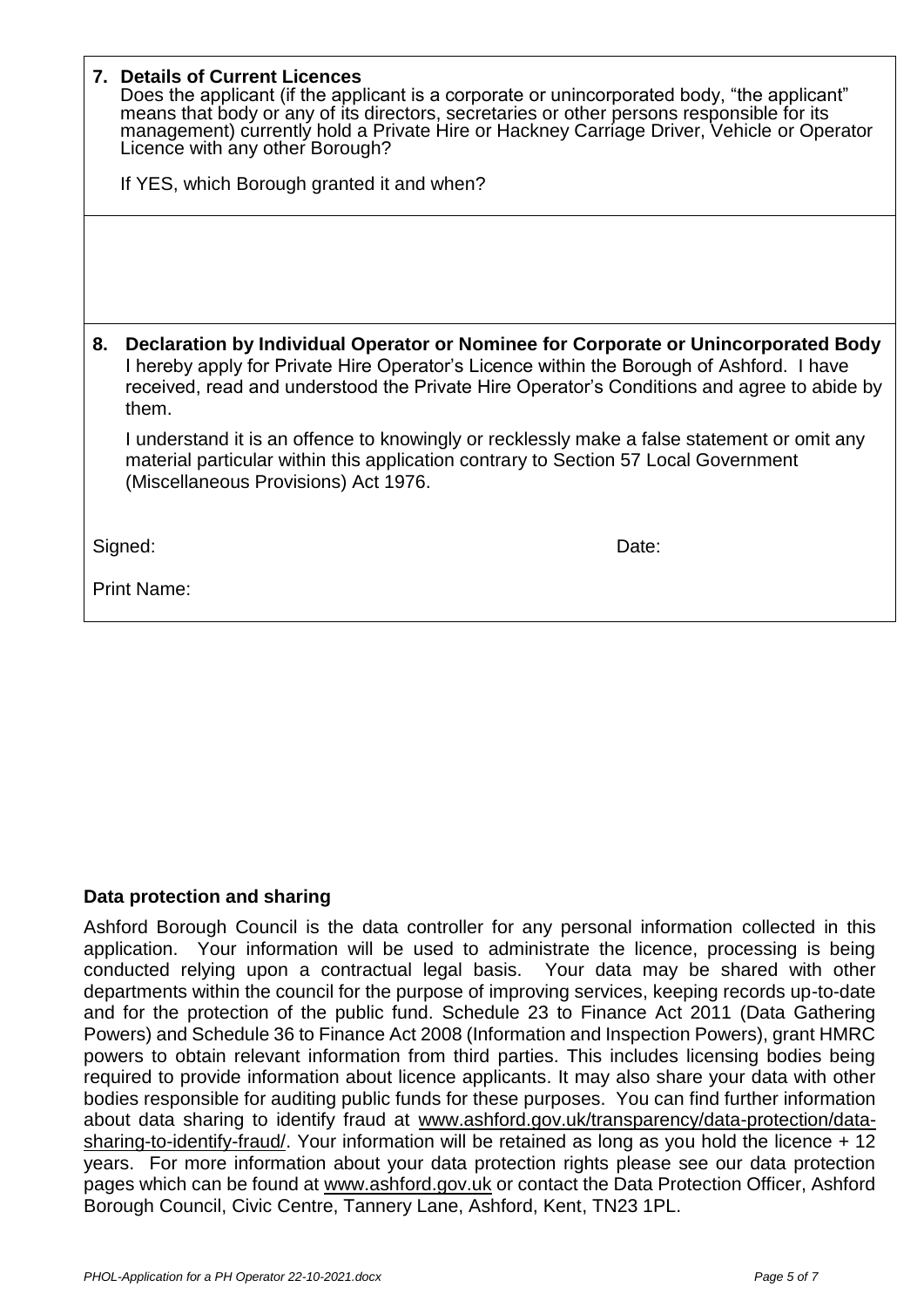**7. Details of Current Licences**

Does the applicant (if the applicant is a corporate or unincorporated body, "the applicant" means that body or any of its directors, secretaries or other persons responsible for its management) currently hold a Private Hire or Hackney Carriage Driver, Vehicle or Operator Licence with any other Borough?

If YES, which Borough granted it and when?

**8. Declaration by Individual Operator or Nominee for Corporate or Unincorporated Body**

I hereby apply for Private Hire Operator's Licence within the Borough of Ashford. I have received, read and understood the Private Hire Operator's Conditions and agree to abide by them.

I understand it is an offence to knowingly or recklessly make a false statement or omit any material particular within this application contrary to Section 57 Local Government (Miscellaneous Provisions) Act 1976.

Signed: Date:

Print Name:

**Data protection and sharing**

Ashford Borough Council is the data controller for any personal information collected in this application. Your information will be used to administrate the licence, processing is being conducted relying upon a contractual legal basis. Your data may be shared with other departments within the council for the purpose of improving services, keeping records up-to-date and for the protection of the public fund. Schedule 23 to Finance Act 2011 (Data Gathering Powers) and Schedule 36 to Finance Act 2008 (Information and Inspection Powers), grant HMRC powers to obtain relevant information from third parties. This includes licensing bodies being required to provide information about licence applicants. It may also share your data with other bodies responsible for auditing public funds for these purposes. You can find further information about data sharing to identify fraud at www.ashford.gov.uk/transparency/data-protection/data-sharing-to-identify-fraud/. Your information will be retained as long as you hold the licence + 12 years. For more information about your data protection rights please see our data protection pages which can be found at www.ashford.gov.uk or contact the Data Protection Officer, Ashford Borough Council, Civic Centre, Tannery Lane, Ashford, Kent, TN23 1PL.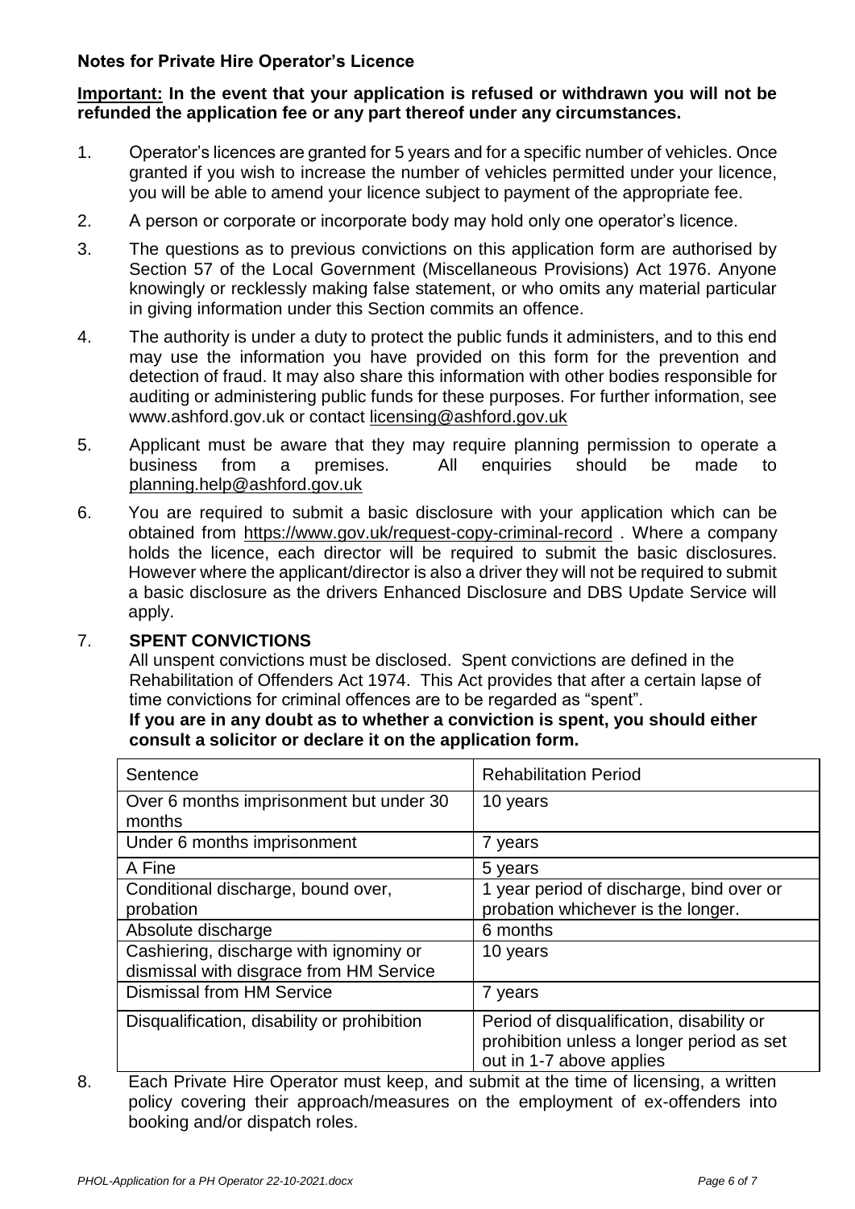**Notes for Private Hire Operator's Licence**

**Important: In the event that your application is refused or withdrawn you will not be refunded the application fee or any part thereof under any circumstances.**

1. Operator's licences are granted for 5 years and for a specific number of vehicles. Once granted if you wish to increase the number of vehicles permitted under your licence, you will be able to amend your licence subject to payment of the appropriate fee.
2. A person or corporate or incorporate body may hold only one operator's licence.
3. The questions as to previous convictions on this application form are authorised by Section 57 of the Local Government (Miscellaneous Provisions) Act 1976. Anyone knowingly or recklessly making false statement, or who omits any material particular in giving information under this Section commits an offence.
4. The authority is under a duty to protect the public funds it administers, and to this end may use the information you have provided on this form for the prevention and detection of fraud. It may also share this information with other bodies responsible for auditing or administering public funds for these purposes. For further information, see www.ashford.gov.uk or contact licensing@ashford.gov.uk
5. Applicant must be aware that they may require planning permission to operate a business from a premises. All enquiries should be made to planning.help@ashford.gov.uk
6. You are required to submit a basic disclosure with your application which can be obtained from https://www.gov.uk/request-copy-criminal-record . Where a company holds the licence, each director will be required to submit the basic disclosures. However where the applicant/director is also a driver they will not be required to submit a basic disclosure as the drivers Enhanced Disclosure and DBS Update Service will apply.
7. **SPENT CONVICTIONS**

   All unspent convictions must be disclosed. Spent convictions are defined in the Rehabilitation of Offenders Act 1974. This Act provides that after a certain lapse of time convictions for criminal offences are to be regarded as "spent".

   **If you are in any doubt as to whether a conviction is spent, you should either consult a solicitor or declare it on the application form.**

| Sentence | Rehabilitation Period |
|---|---|
| Over 6 months imprisonment but under 30 months | 10 years |
| Under 6 months imprisonment | 7 years |
| A Fine | 5 years |
| Conditional discharge, bound over, probation | 1 year period of discharge, bind over or probation whichever is the longer. |
| Absolute discharge | 6 months |
| Cashiering, discharge with ignominy or dismissal with disgrace from HM Service | 10 years |
| Dismissal from HM Service | 7 years |
| Disqualification, disability or prohibition | Period of disqualification, disability or prohibition unless a longer period as set out in 1-7 above applies |

8. Each Private Hire Operator must keep, and submit at the time of licensing, a written policy covering their approach/measures on the employment of ex-offenders into booking and/or dispatch roles.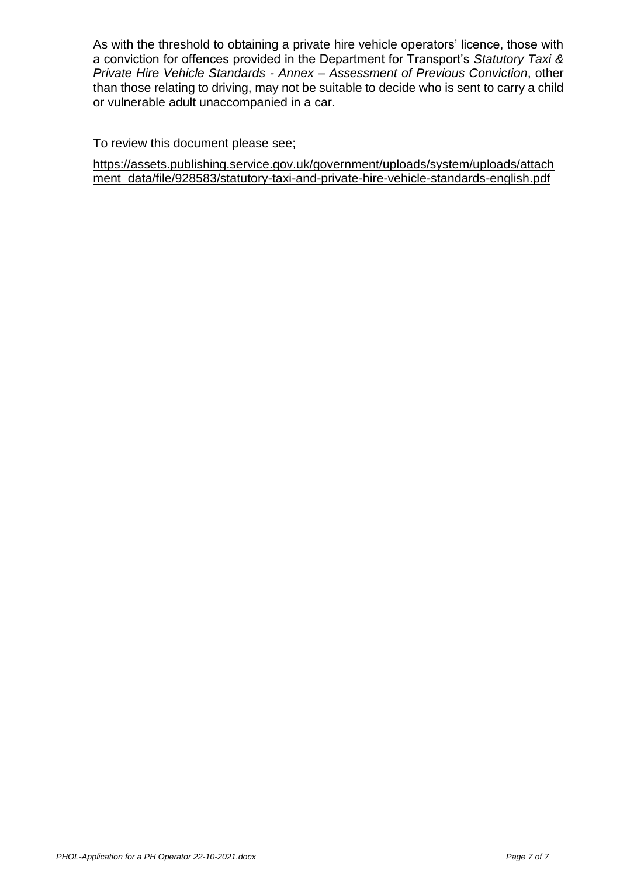As with the threshold to obtaining a private hire vehicle operators' licence, those with a conviction for offences provided in the Department for Transport's *Statutory Taxi & Private Hire Vehicle Standards - Annex – Assessment of Previous Conviction*, other than those relating to driving, may not be suitable to decide who is sent to carry a child or vulnerable adult unaccompanied in a car.

To review this document please see;

https://assets.publishing.service.gov.uk/government/uploads/system/uploads/attachment_data/file/928583/statutory-taxi-and-private-hire-vehicle-standards-english.pdf